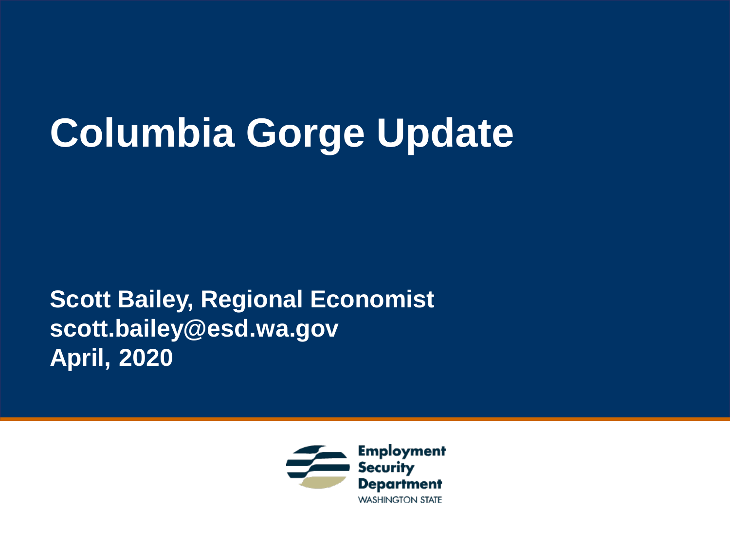# Columbia Gorge Update

**Scott Bailey, Regional Economist**
**scott.bailey@esd.wa.gov**
**April, 2020**

Employment Security Department
WASHINGTON STATE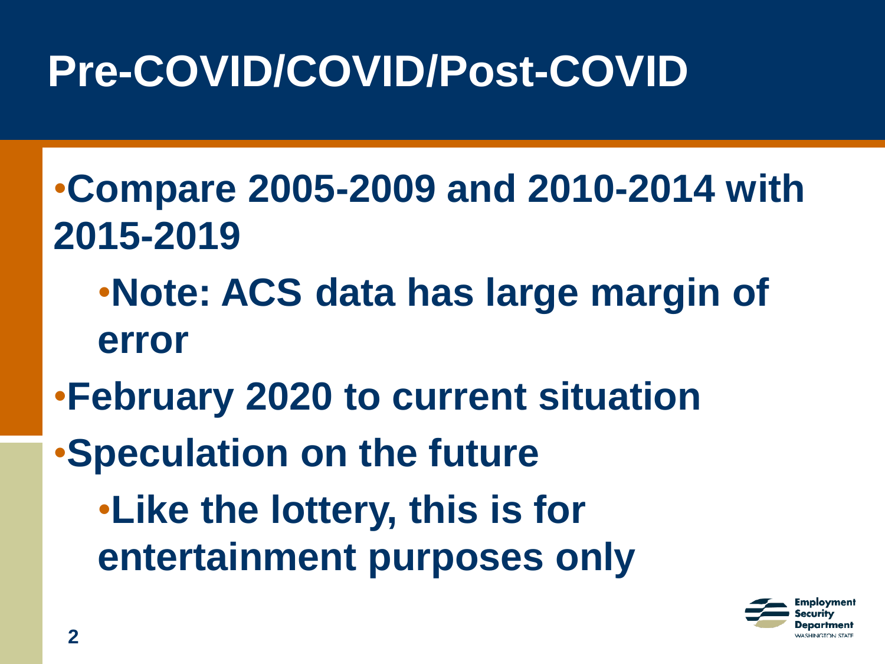# Pre-COVID/COVID/Post-COVID

- **Compare 2005-2009 and 2010-2014 with 2015-2019**
  - **Note: ACS data has large margin of error**
- **February 2020 to current situation**
- **Speculation on the future**
  - **Like the lottery, this is for entertainment purposes only**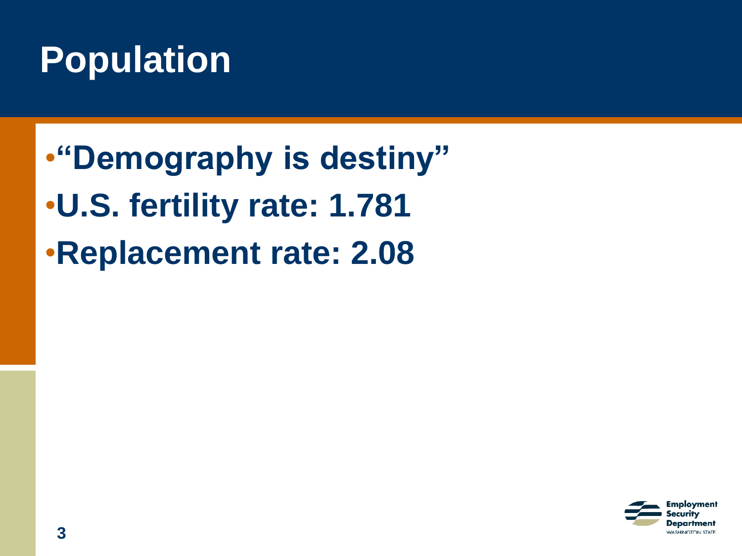# Population

- "Demography is destiny"
- U.S. fertility rate: 1.781
- Replacement rate: 2.08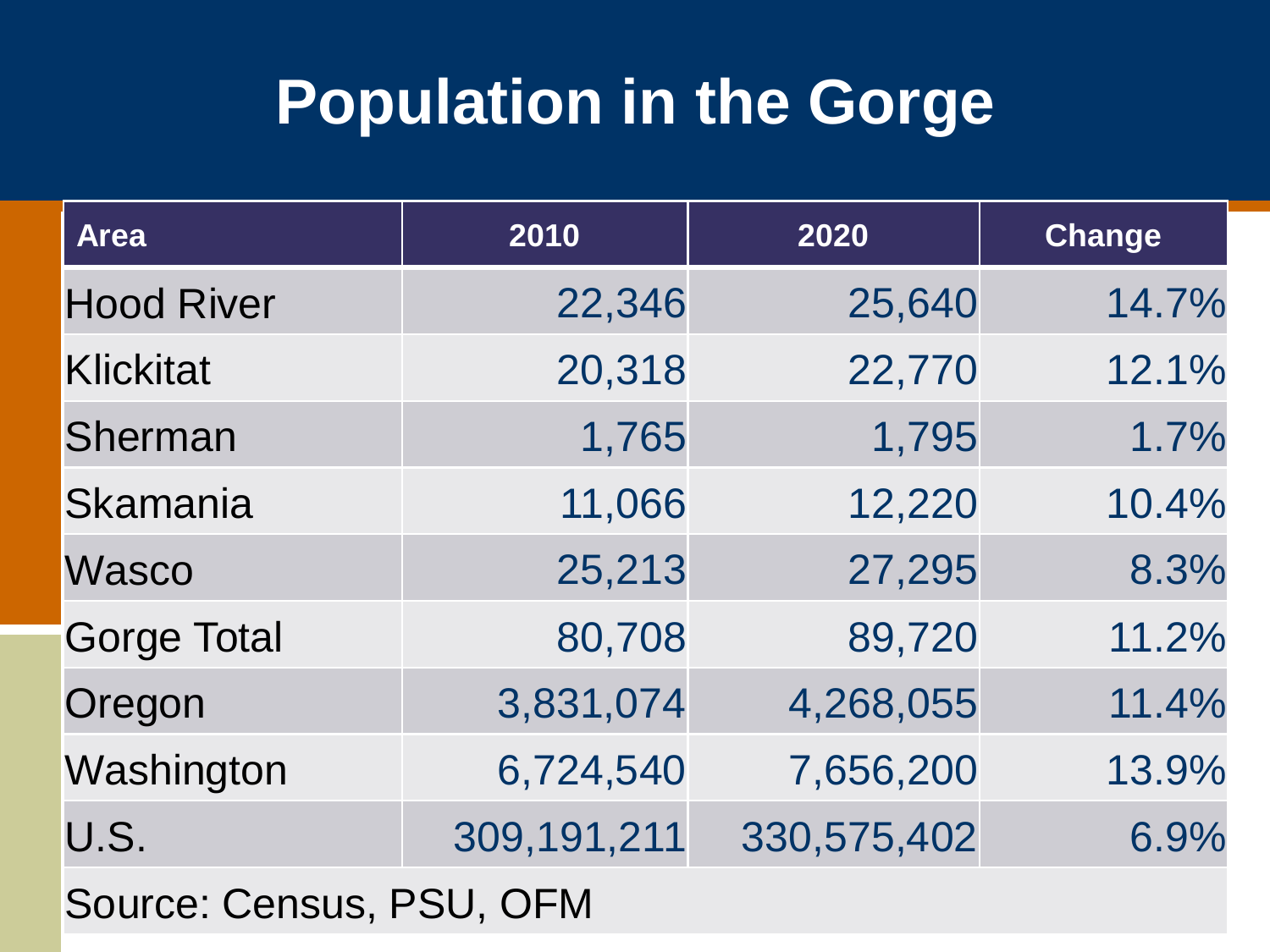# Population in the Gorge

| Area | 2010 | 2020 | Change |
|---|---|---|---|
| Hood River | 22,346 | 25,640 | 14.7% |
| Klickitat | 20,318 | 22,770 | 12.1% |
| Sherman | 1,765 | 1,795 | 1.7% |
| Skamania | 11,066 | 12,220 | 10.4% |
| Wasco | 25,213 | 27,295 | 8.3% |
| Gorge Total | 80,708 | 89,720 | 11.2% |
| Oregon | 3,831,074 | 4,268,055 | 11.4% |
| Washington | 6,724,540 | 7,656,200 | 13.9% |
| U.S. | 309,191,211 | 330,575,402 | 6.9% |

Source: Census, PSU, OFM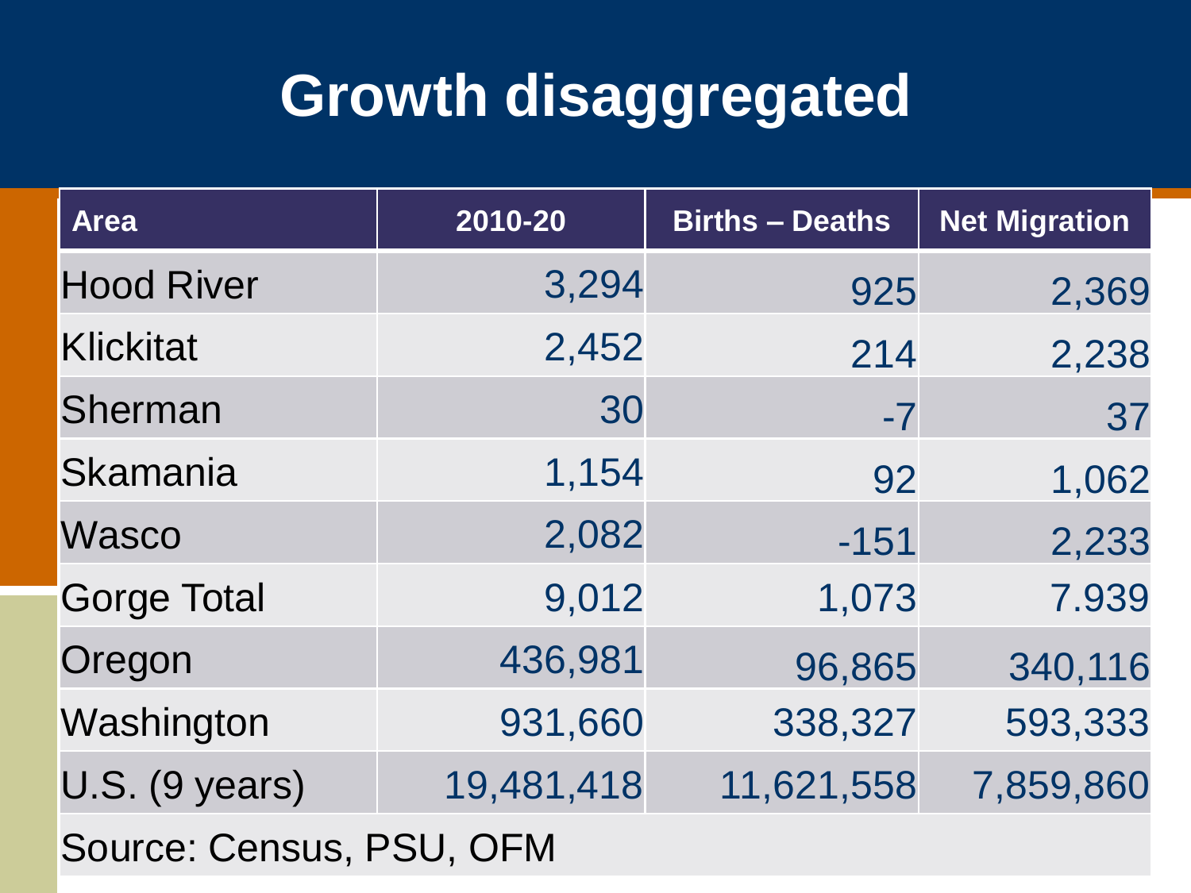# Growth disaggregated

| Area | 2010-20 | Births – Deaths | Net Migration |
|---|---|---|---|
| Hood River | 3,294 | 925 | 2,369 |
| Klickitat | 2,452 | 214 | 2,238 |
| Sherman | 30 | -7 | 37 |
| Skamania | 1,154 | 92 | 1,062 |
| Wasco | 2,082 | -151 | 2,233 |
| Gorge Total | 9,012 | 1,073 | 7.939 |
| Oregon | 436,981 | 96,865 | 340,116 |
| Washington | 931,660 | 338,327 | 593,333 |
| U.S. (9 years) | 19,481,418 | 11,621,558 | 7,859,860 |

Source: Census, PSU, OFM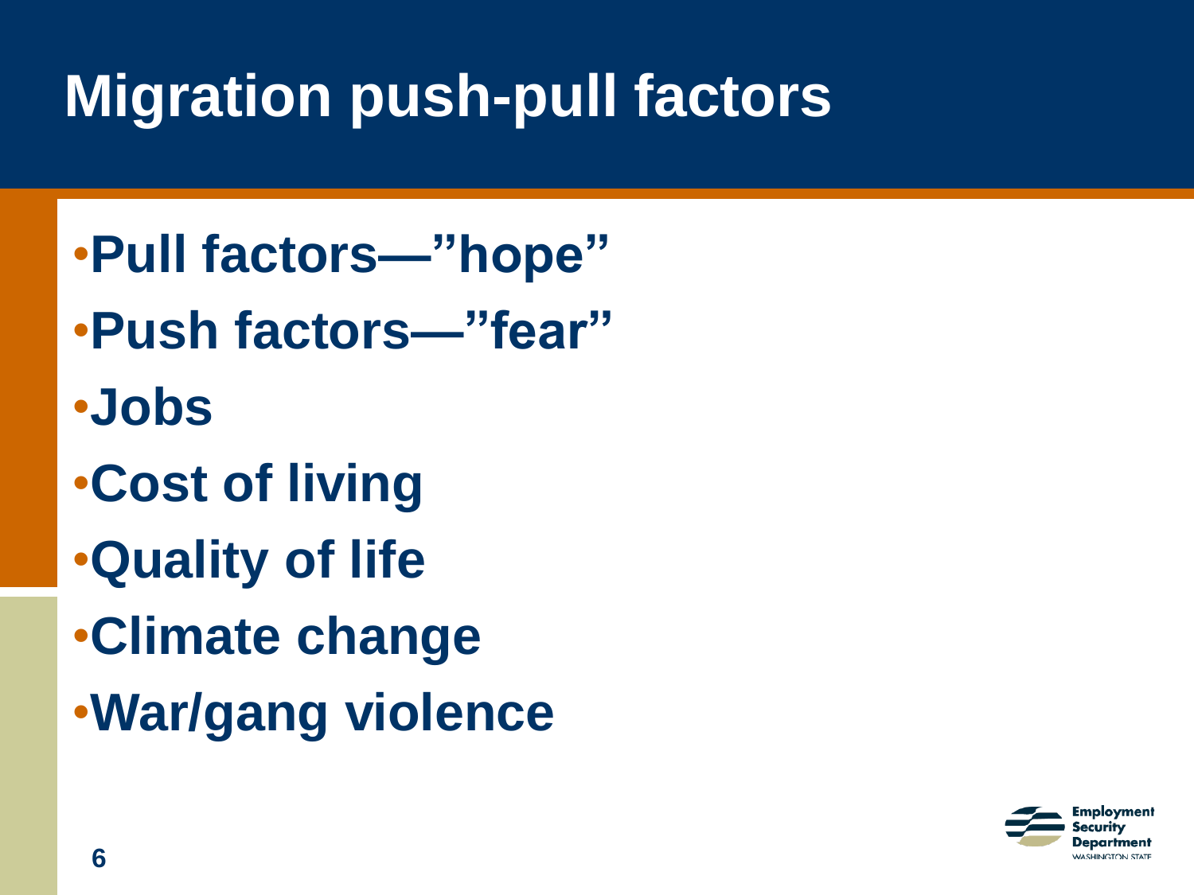# Migration push-pull factors

- Pull factors—"hope"
- Push factors—"fear"
- Jobs
- Cost of living
- Quality of life
- Climate change
- War/gang violence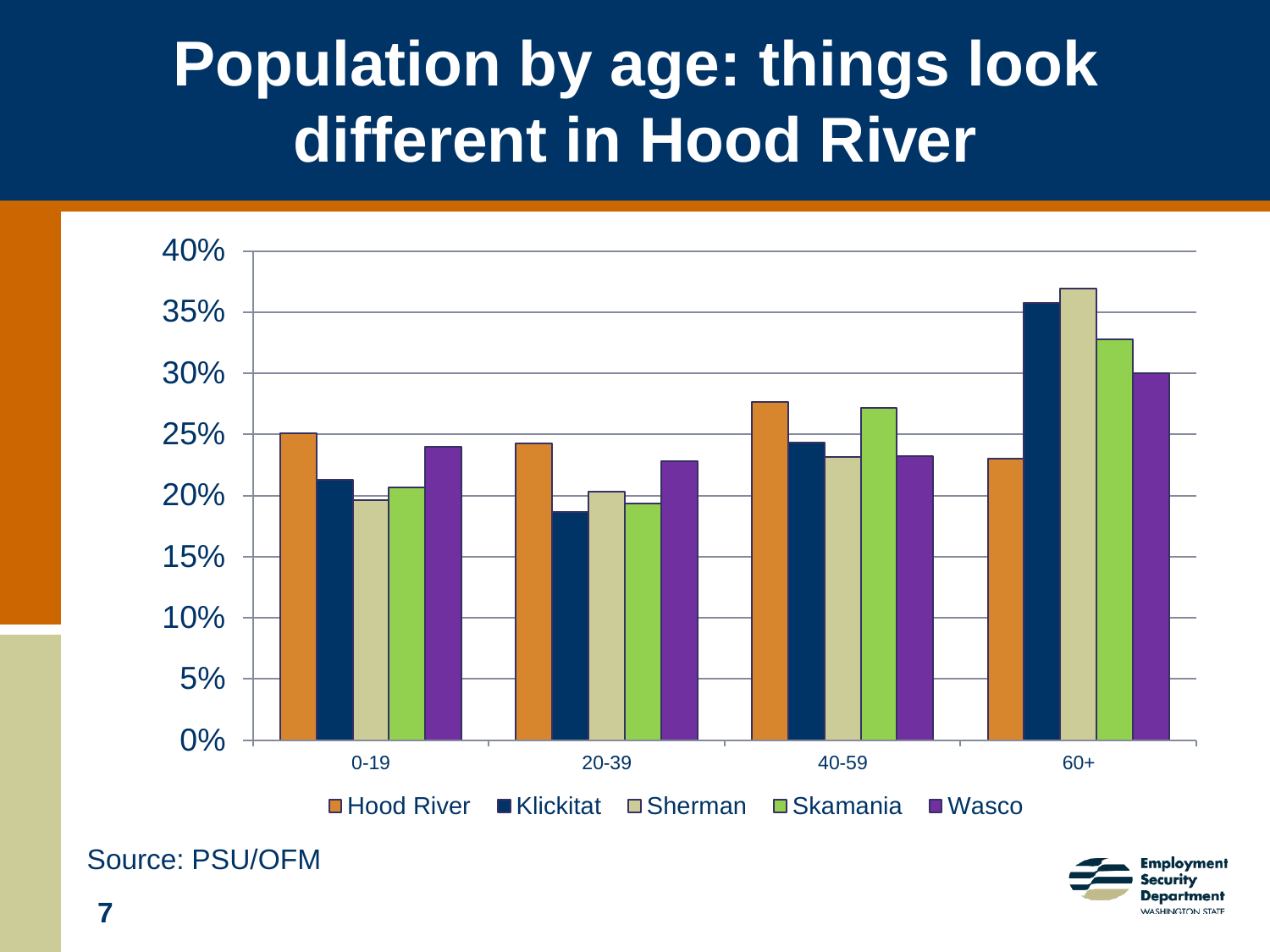# Population by age: things look different in Hood River

40%
35%
30%
25%
20%
15%
10%
5%
0%

0-19 20-39 40-59 60+

Hood River Klickitat Sherman Skamania Wasco

Source: PSU/OFM

Employment Security Department WASHINGTON STATE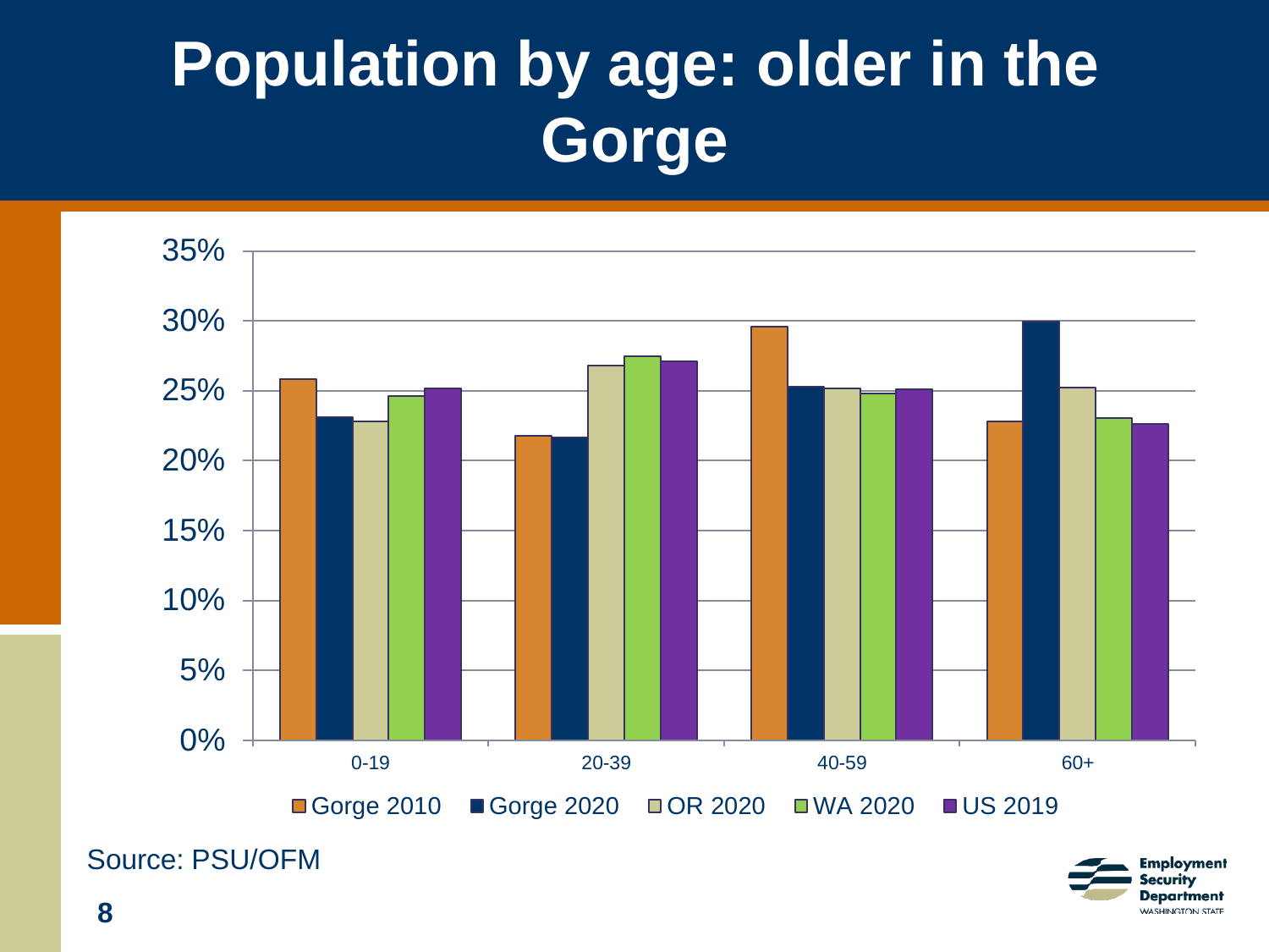# Population by age: older in the Gorge

| | 0-19 | 20-39 | 40-59 | 60+ |
|---|---|---|---|---|
| Gorge 2010 | | | | |
| Gorge 2020 | | | | |
| OR 2020 | | | | |
| WA 2020 | | | | |
| US 2019 | | | | |

Source: PSU/OFM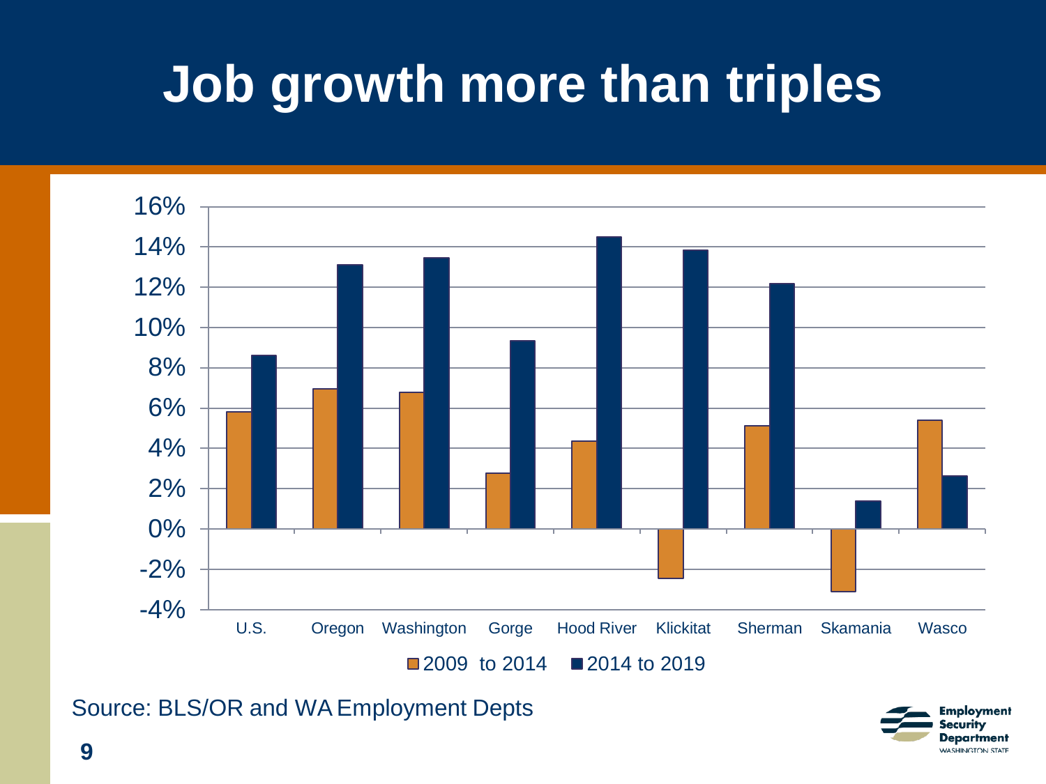# Job growth more than triples

Source: BLS/OR and WA Employment Depts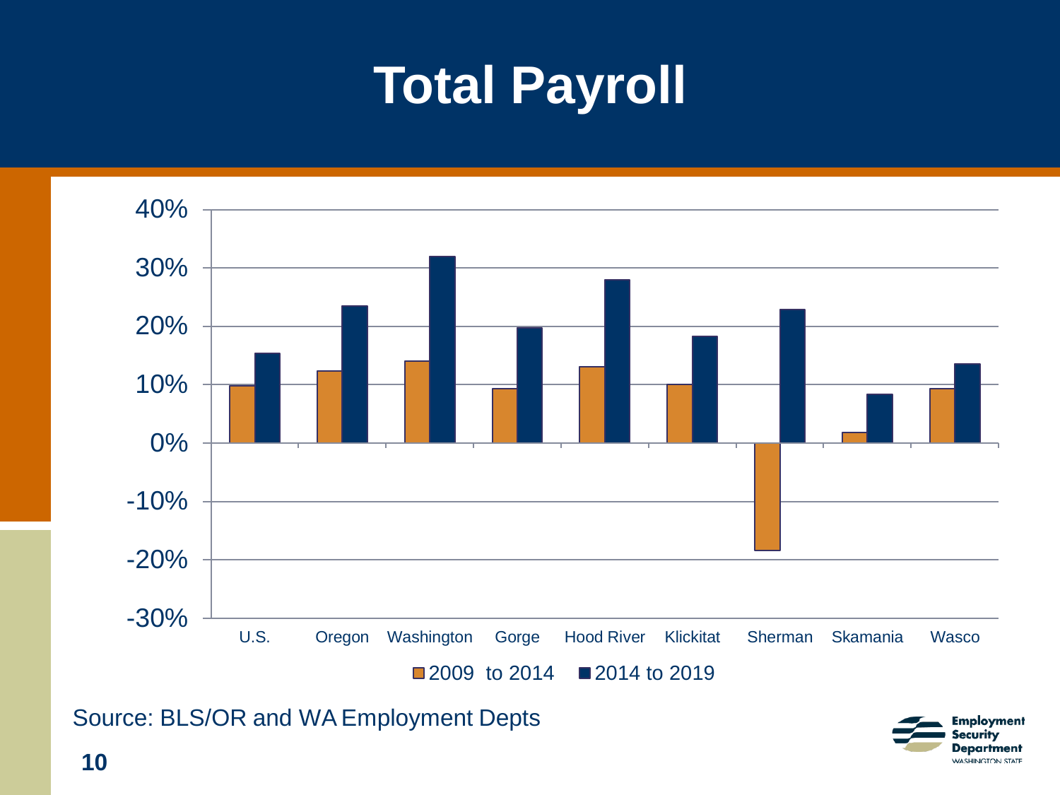# Total Payroll

40%
30%
20%
10%
0%
-10%
-20%
-30%

U.S. Oregon Washington Gorge Hood River Klickitat Sherman Skamania Wasco

2009 to 2014 2014 to 2019

Source: BLS/OR and WA Employment Depts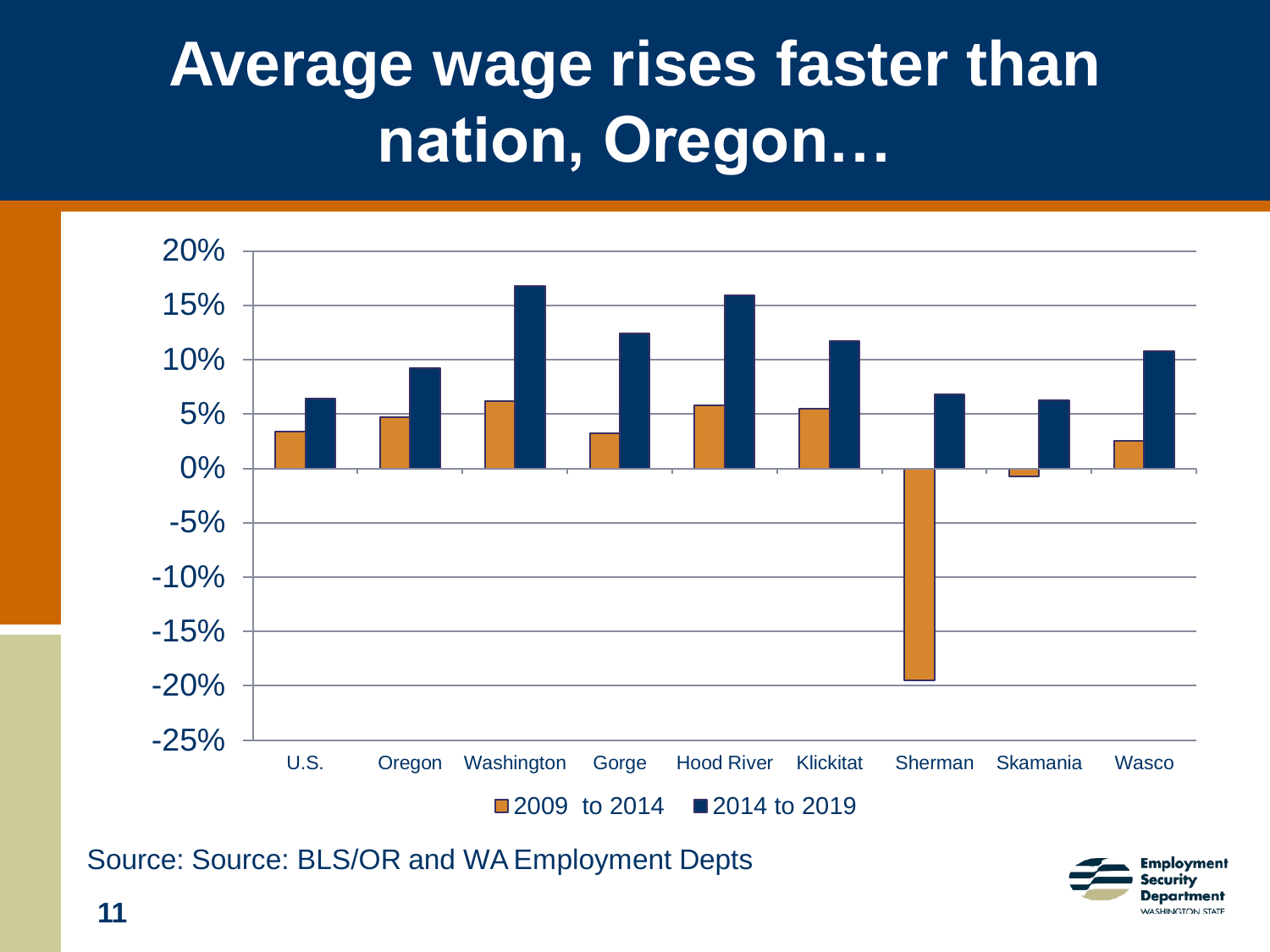# Average wage rises faster than nation, Oregon…

20%
15%
10%
5%
0%
-5%
-10%
-15%
-20%
-25%

U.S. Oregon Washington Gorge Hood River Klickitat Sherman Skamania Wasco

2009 to 2014 | 2014 to 2019

Source: Source: BLS/OR and WA Employment Depts

Employment Security Department WASHINGTON STATE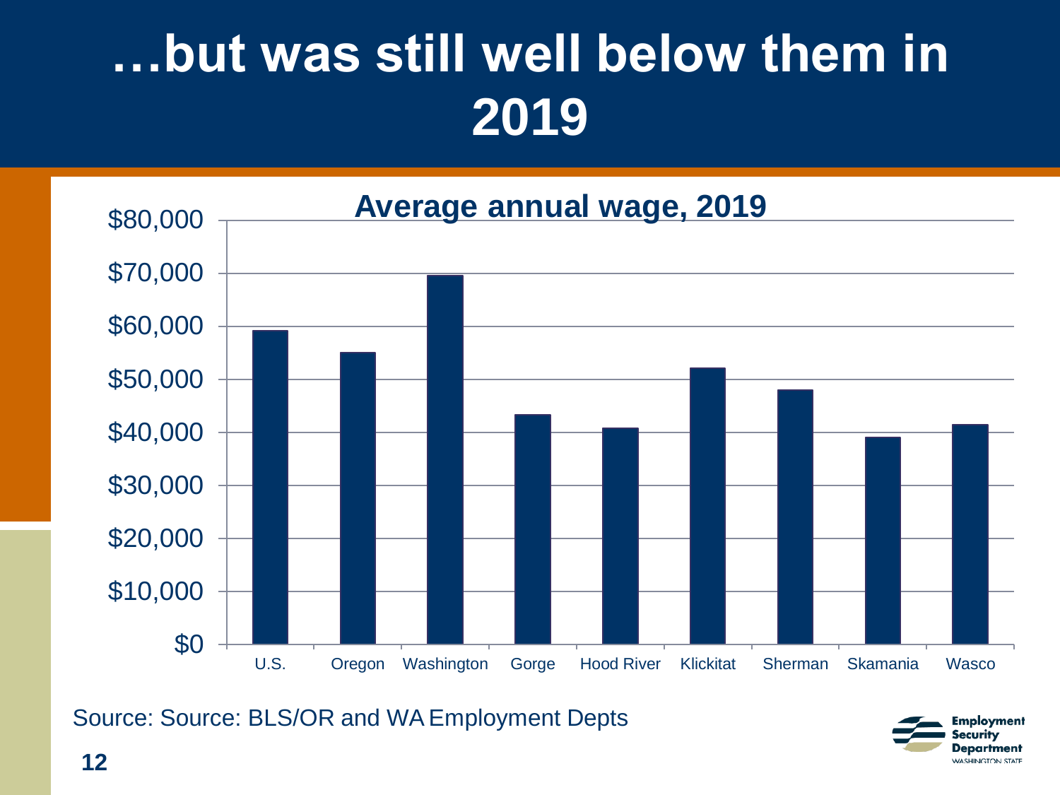# …but was still well below them in 2019

**Average annual wage, 2019**

| Area | Average annual wage |
|---|---|
| U.S. | ~$59,000 |
| Oregon | ~$55,000 |
| Washington | ~$69,500 |
| Gorge | ~$43,000 |
| Hood River | ~$40,500 |
| Klickitat | ~$52,000 |
| Sherman | ~$48,000 |
| Skamania | ~$39,000 |
| Wasco | ~$41,500 |

Source: Source: BLS/OR and WA Employment Depts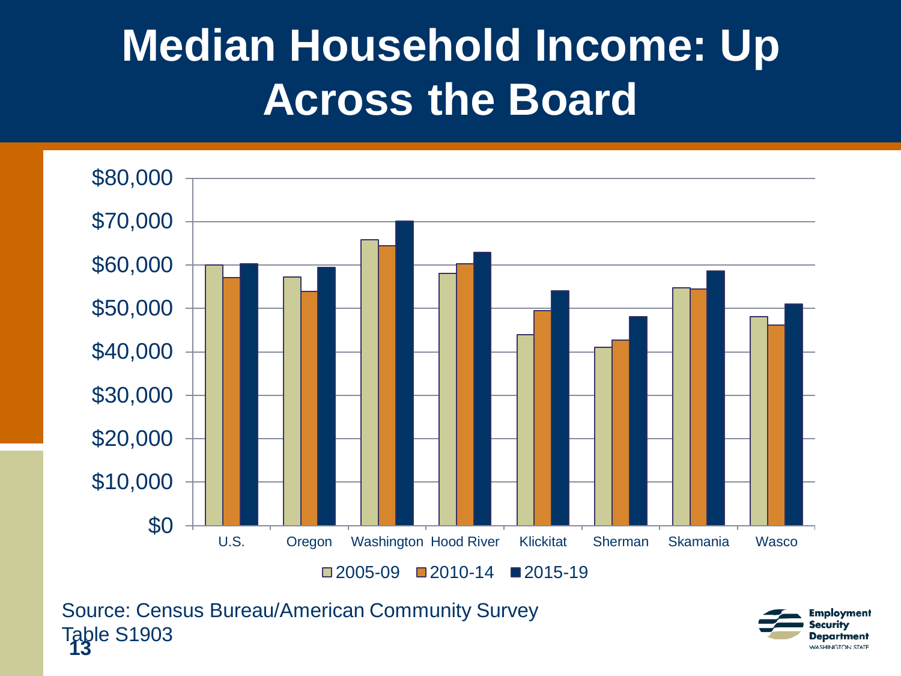# Median Household Income: Up Across the Board

| | 2005-09 | 2010-14 | 2015-19 |
|---|---|---|---|
| U.S. | $60,000 | $57,000 | $60,300 |
| Oregon | $57,300 | $53,900 | $59,400 |
| Washington | $65,800 | $64,400 | $70,100 |
| Hood River | $58,100 | $60,300 | $62,900 |
| Klickitat | $44,000 | $49,500 | $54,100 |
| Sherman | $41,000 | $42,700 | $48,100 |
| Skamania | $54,700 | $54,500 | $58,600 |
| Wasco | $48,100 | $46,200 | $51,000 |

Source: Census Bureau/American Community Survey Table S1903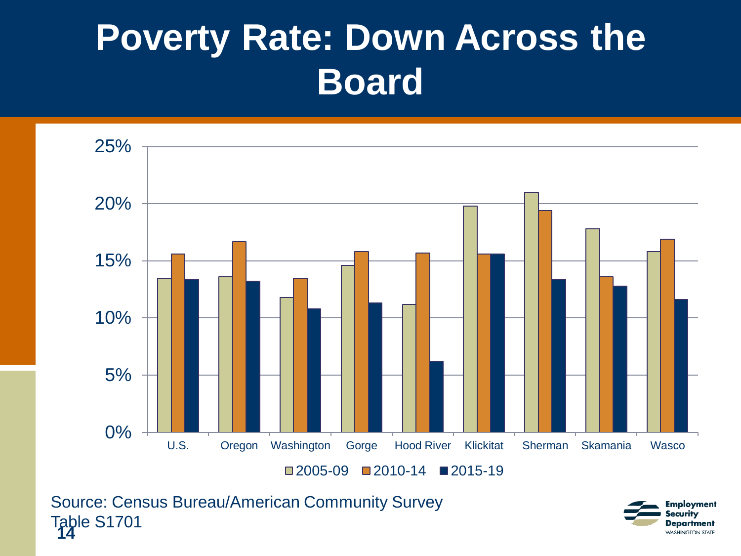# Poverty Rate: Down Across the Board

Source: Census Bureau/American Community Survey Table S1701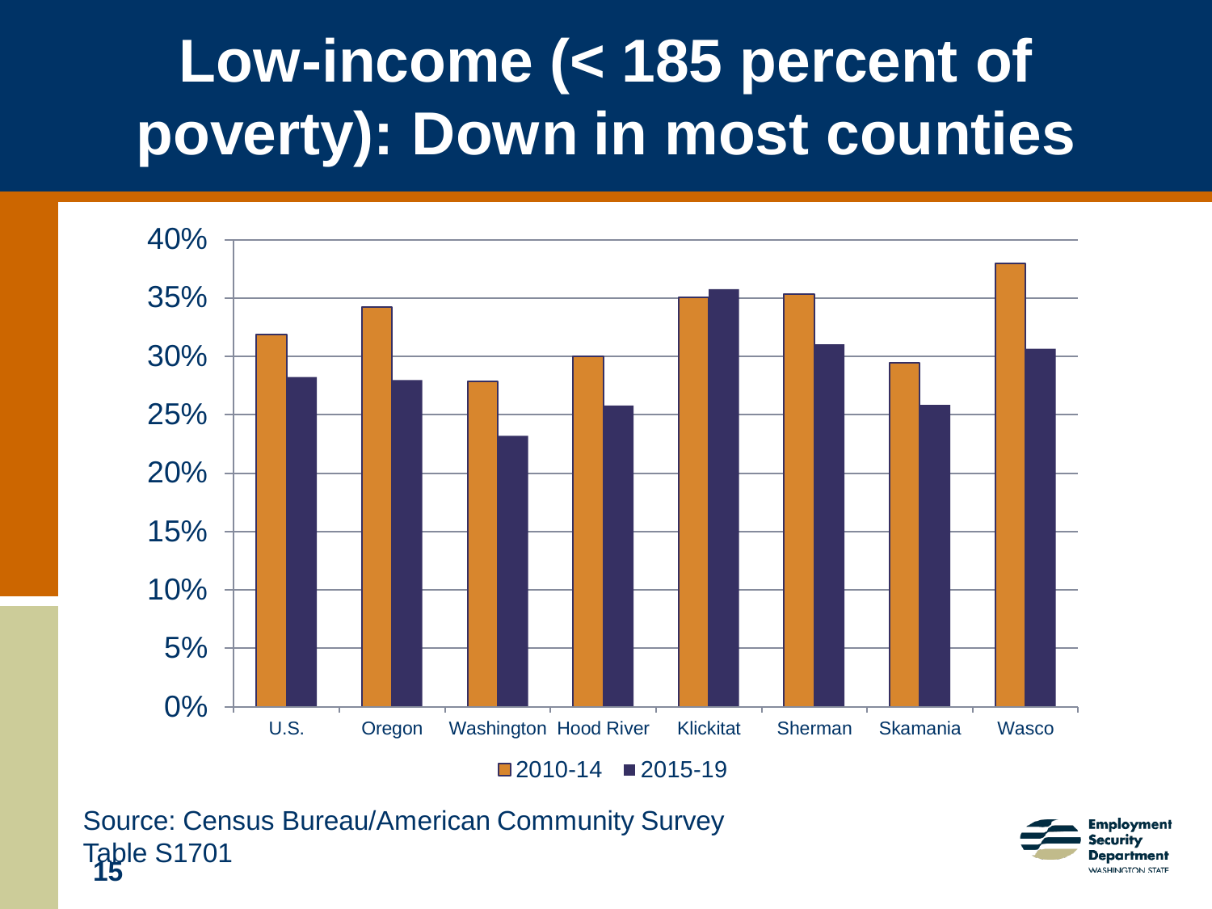# Low-income (< 185 percent of poverty): Down in most counties

| | 2010-14 | 2015-19 |
|---|---|---|
| U.S. | 32% | 28% |
| Oregon | 34% | 28% |
| Washington | 28% | 23% |
| Hood River | 30% | 26% |
| Klickitat | 35% | 36% |
| Sherman | 35% | 31% |
| Skamania | 29% | 26% |
| Wasco | 38% | 31% |

Source: Census Bureau/American Community Survey Table S1701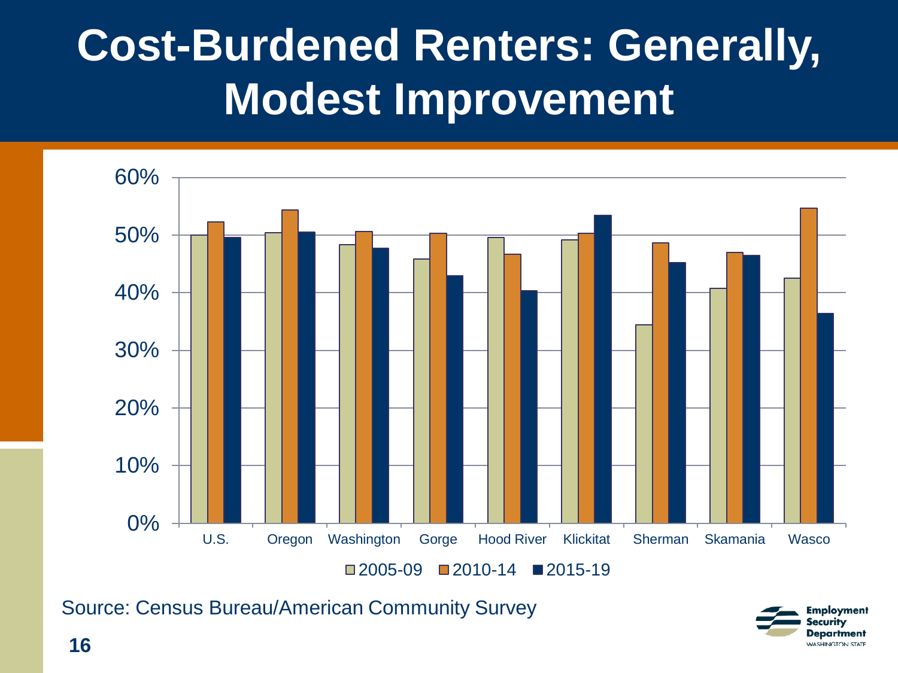# Cost-Burdened Renters: Generally, Modest Improvement

Source: Census Bureau/American Community Survey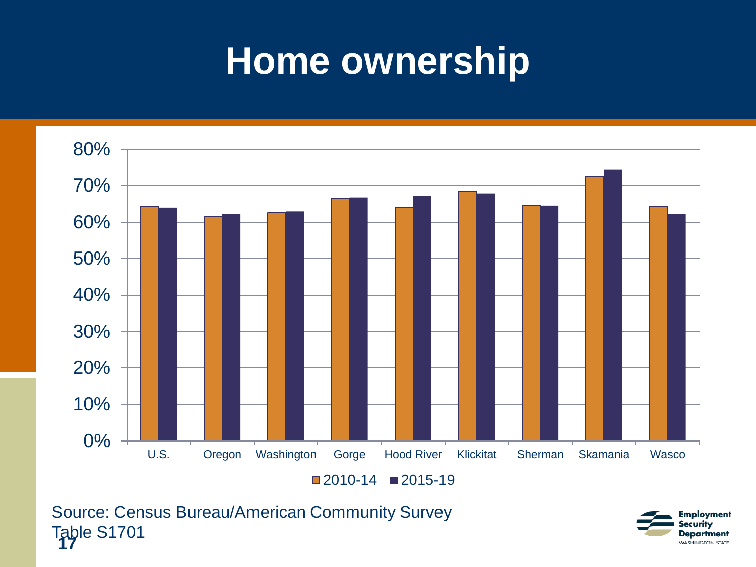# Home ownership

80%
70%
60%
50%
40%
30%
20%
10%
0%

U.S. | Oregon | Washington | Gorge | Hood River | Klickitat | Sherman | Skamania | Wasco

■ 2010-14 ■ 2015-19

Source: Census Bureau/American Community Survey Table S1701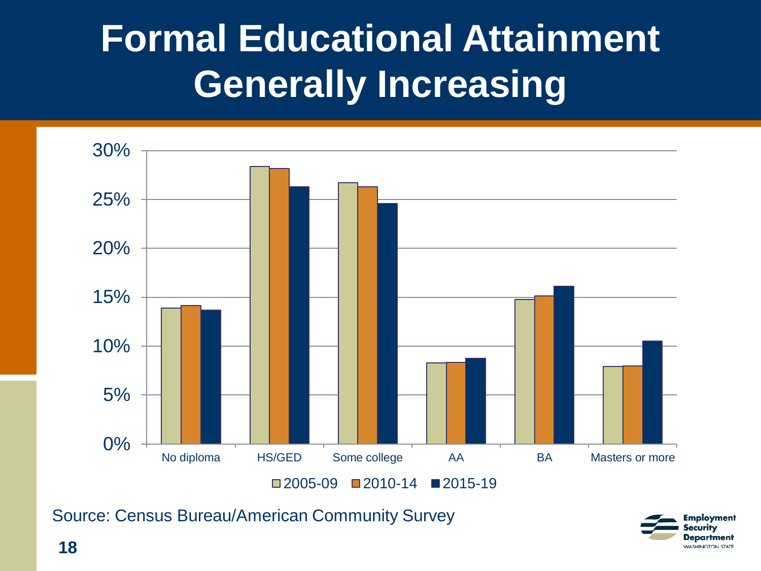# Formal Educational Attainment Generally Increasing

30%
25%
20%
15%
10%
5%
0%

No diploma HS/GED Some college AA BA Masters or more

2005-09 2010-14 2015-19

Source: Census Bureau/American Community Survey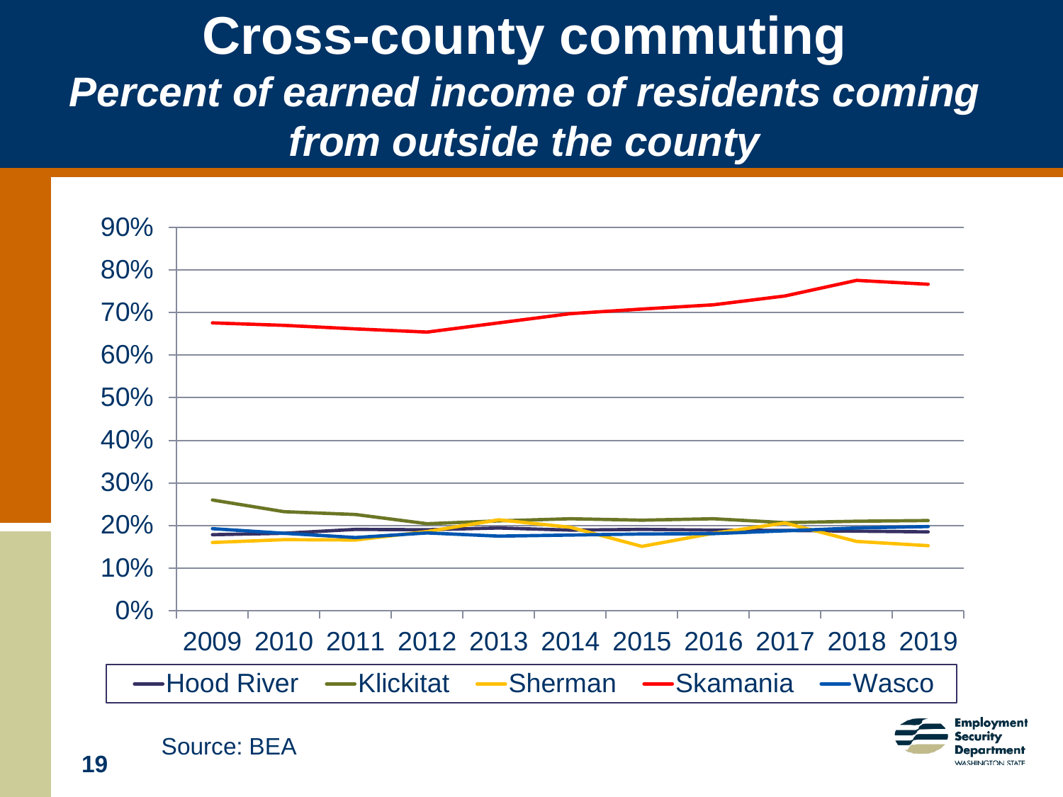# Cross-county commuting

## *Percent of earned income of residents coming from outside the county*

90%
80%
70%
60%
50%
40%
30%
20%
10%
0%

2009 2010 2011 2012 2013 2014 2015 2016 2017 2018 2019

Hood River — Klickitat — Sherman — Skamania — Wasco

Source: BEA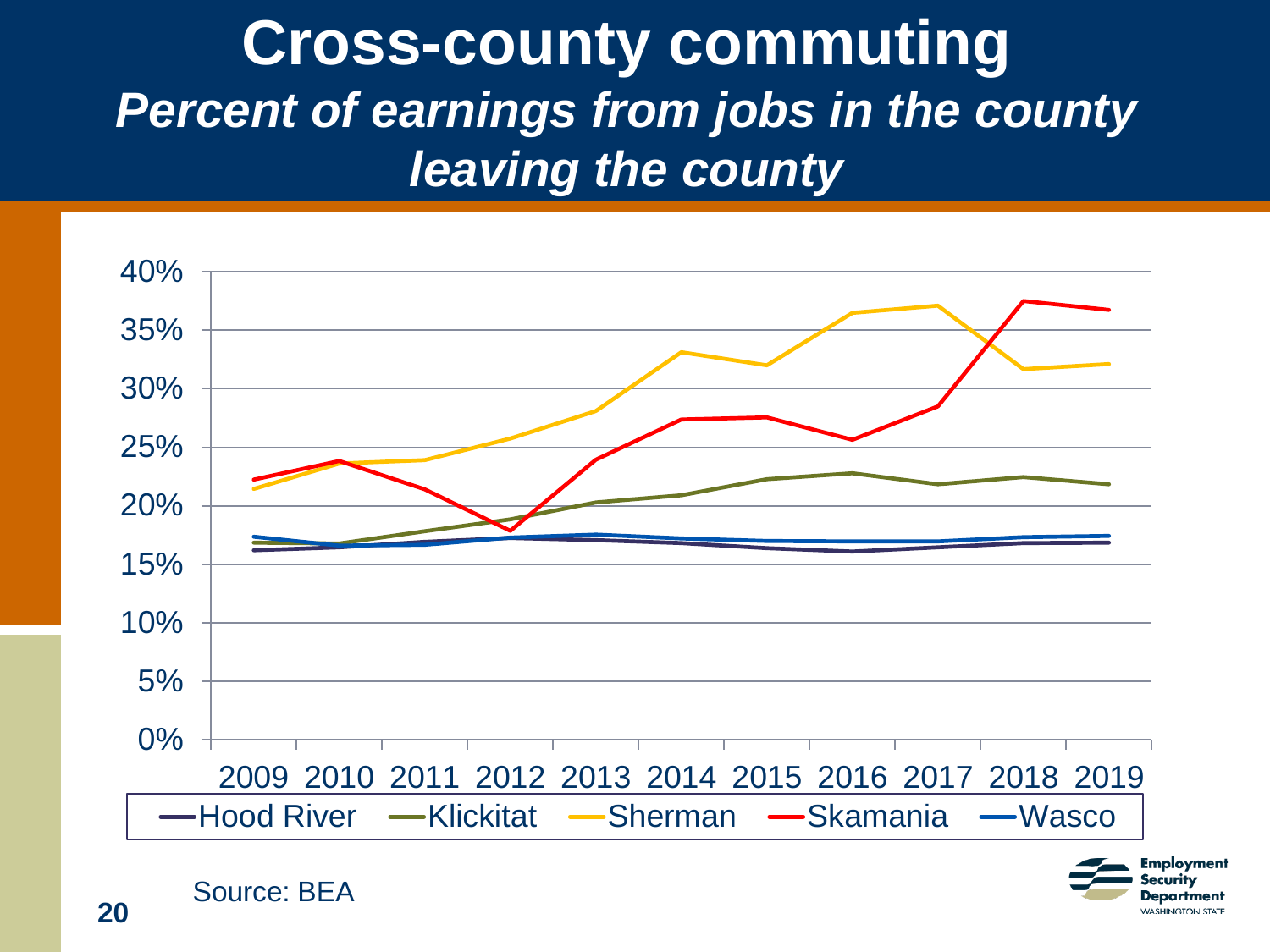# Cross-county commuting

## *Percent of earnings from jobs in the county leaving the county*

40%
35%
30%
25%
20%
15%
10%
5%
0%

2009 2010 2011 2012 2013 2014 2015 2016 2017 2018 2019

Hood River  Klickitat  Sherman  Skamania  Wasco

Source: BEA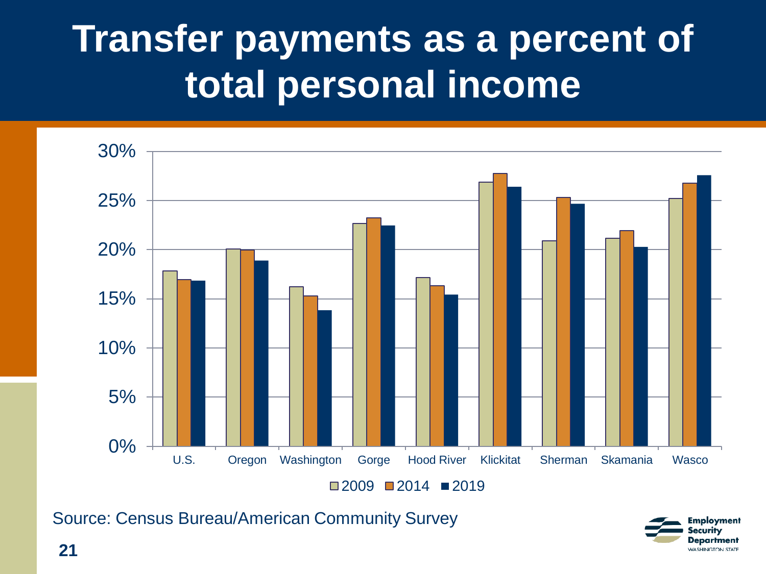# Transfer payments as a percent of total personal income

Source: Census Bureau/American Community Survey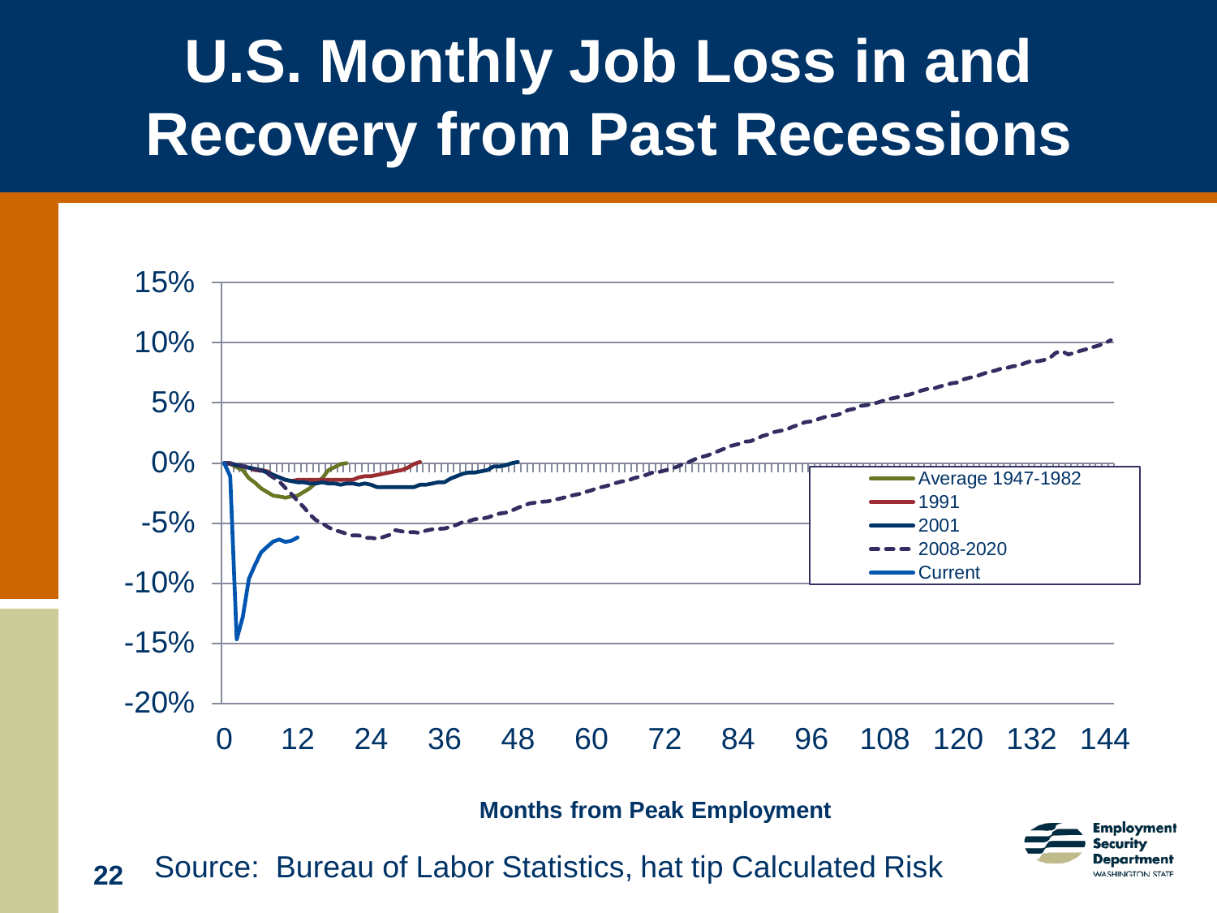# U.S. Monthly Job Loss in and Recovery from Past Recessions

Months from Peak Employment

Source: Bureau of Labor Statistics, hat tip Calculated Risk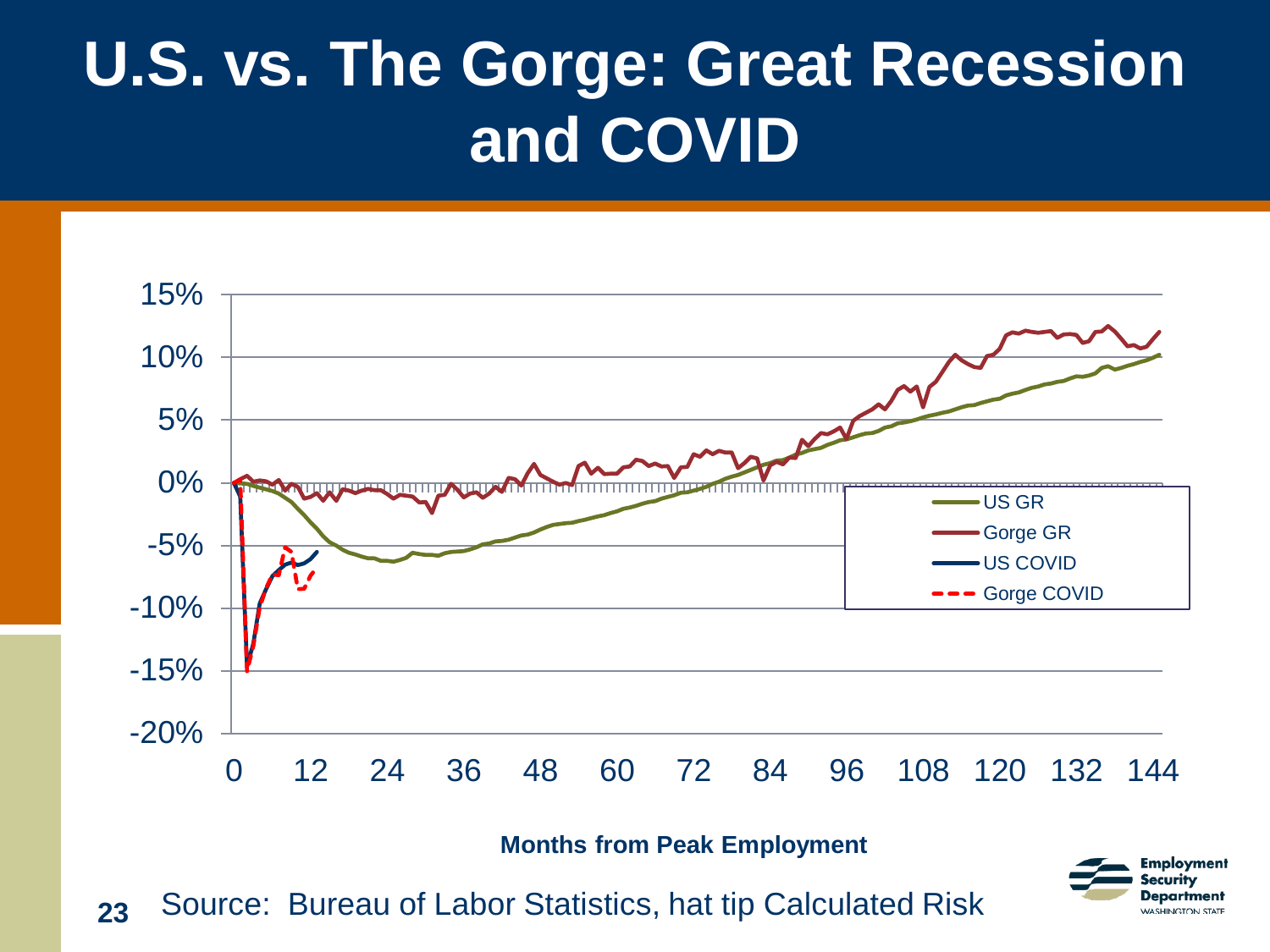# U.S. vs. The Gorge: Great Recession and COVID

Months from Peak Employment

Source: Bureau of Labor Statistics, hat tip Calculated Risk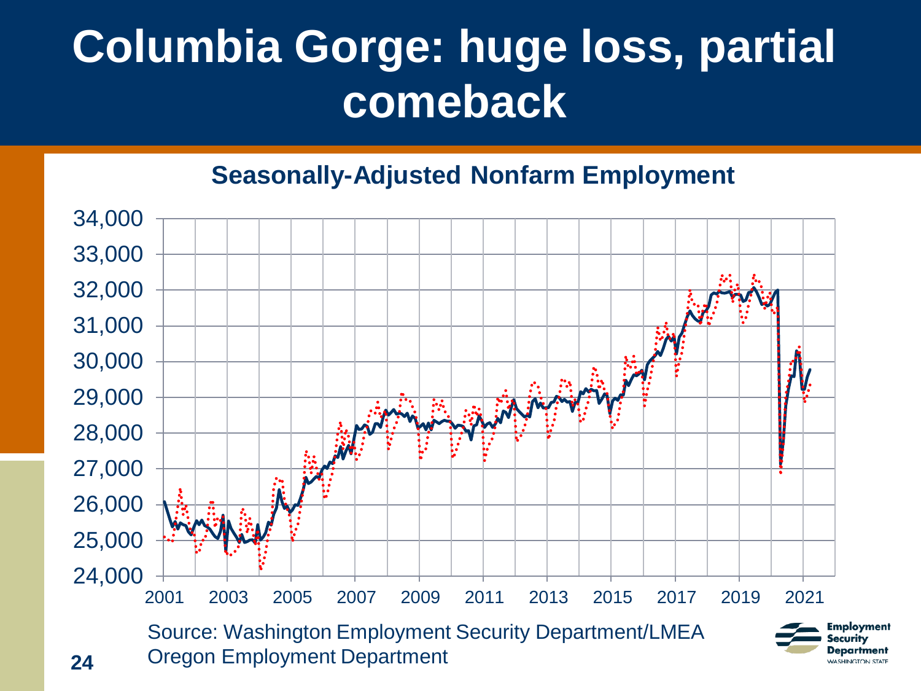# Columbia Gorge: huge loss, partial comeback

**Seasonally-Adjusted Nonfarm Employment**

Source: Washington Employment Security Department/LMEA
Oregon Employment Department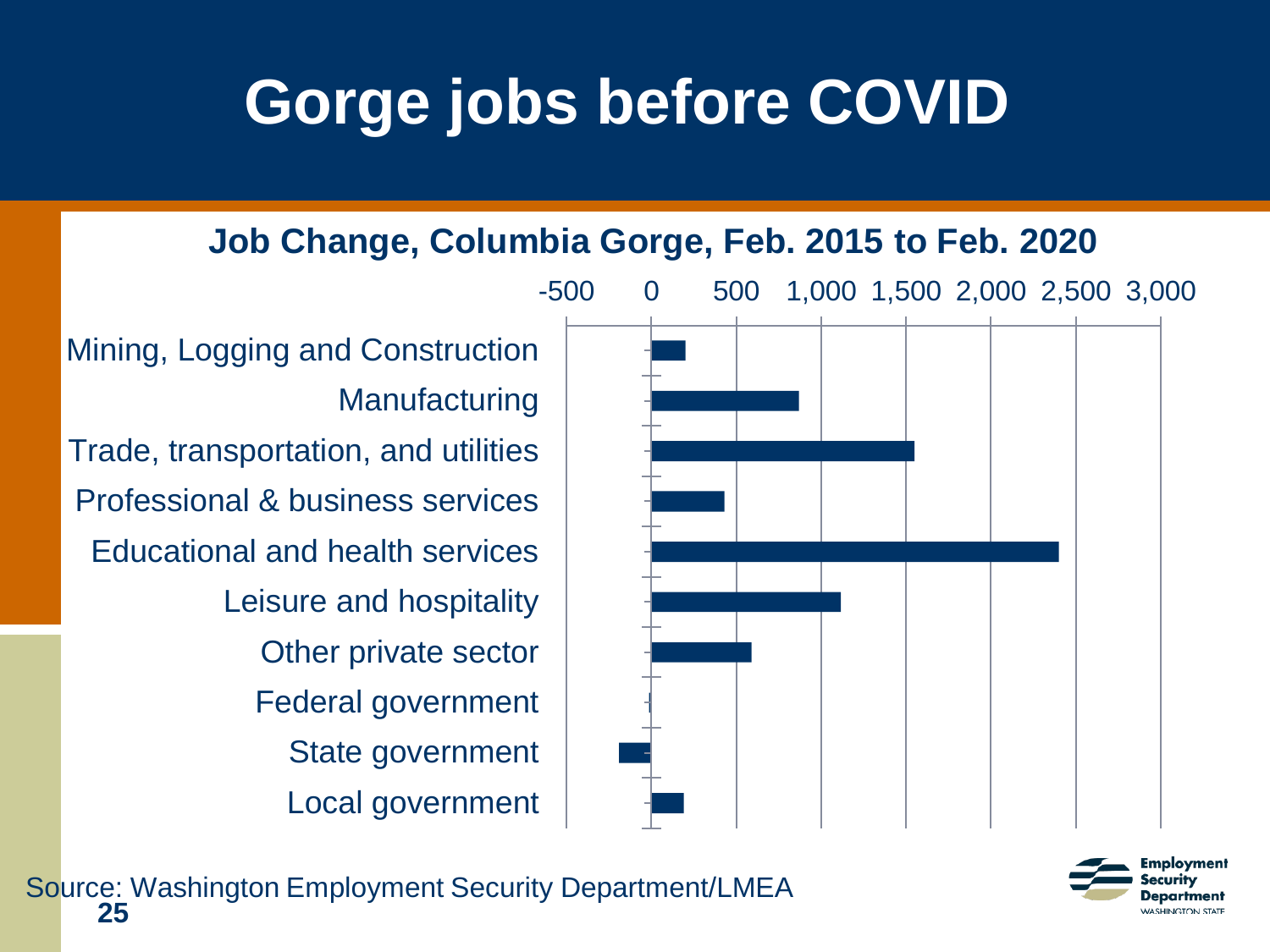# Gorge jobs before COVID

**Job Change, Columbia Gorge, Feb. 2015 to Feb. 2020**

| Industry | Job change (approx.) |
|---|---|
| Mining, Logging and Construction | 200 |
| Manufacturing | 870 |
| Trade, transportation, and utilities | 1,550 |
| Professional & business services | 430 |
| Educational and health services | 2,400 |
| Leisure and hospitality | 1,120 |
| Other private sector | 590 |
| Federal government | -10 |
| State government | -190 |
| Local government | 190 |

Source: Washington Employment Security Department/LMEA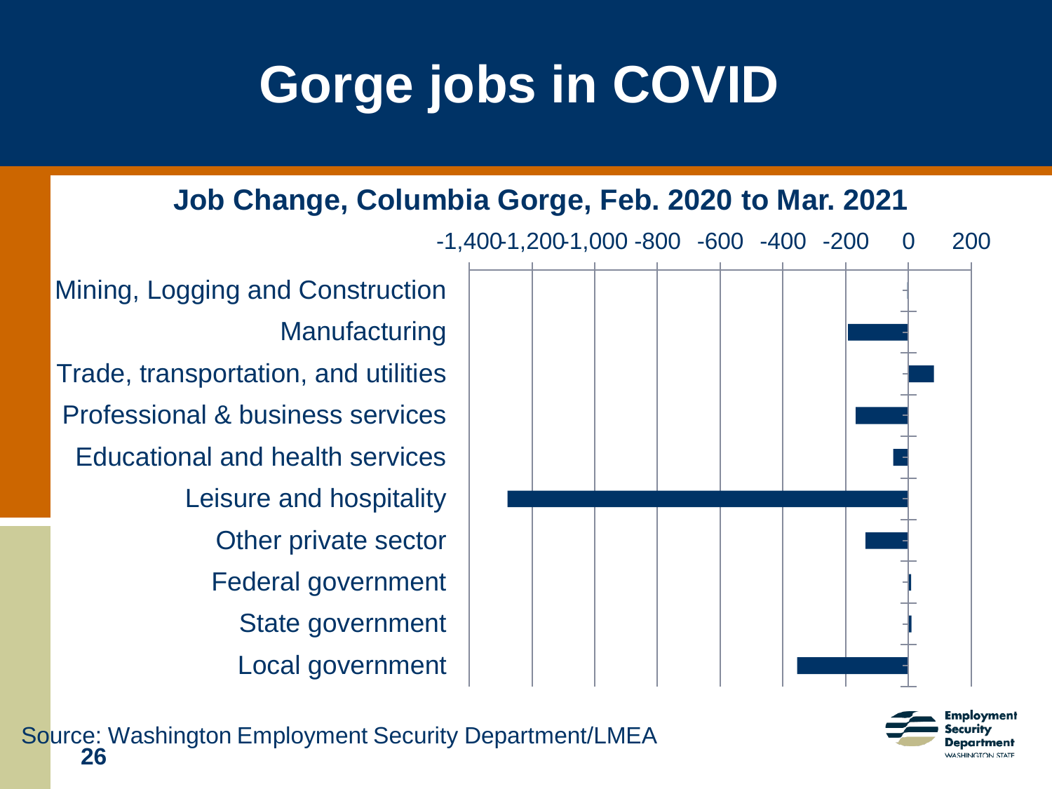# Gorge jobs in COVID

**Job Change, Columbia Gorge, Feb. 2020 to Mar. 2021**

-1,400 -1,200 -1,000 -800 -600 -400 -200 0 200

Mining, Logging and Construction

Manufacturing

Trade, transportation, and utilities

Professional & business services

Educational and health services

Leisure and hospitality

Other private sector

Federal government

State government

Local government

Source: Washington Employment Security Department/LMEA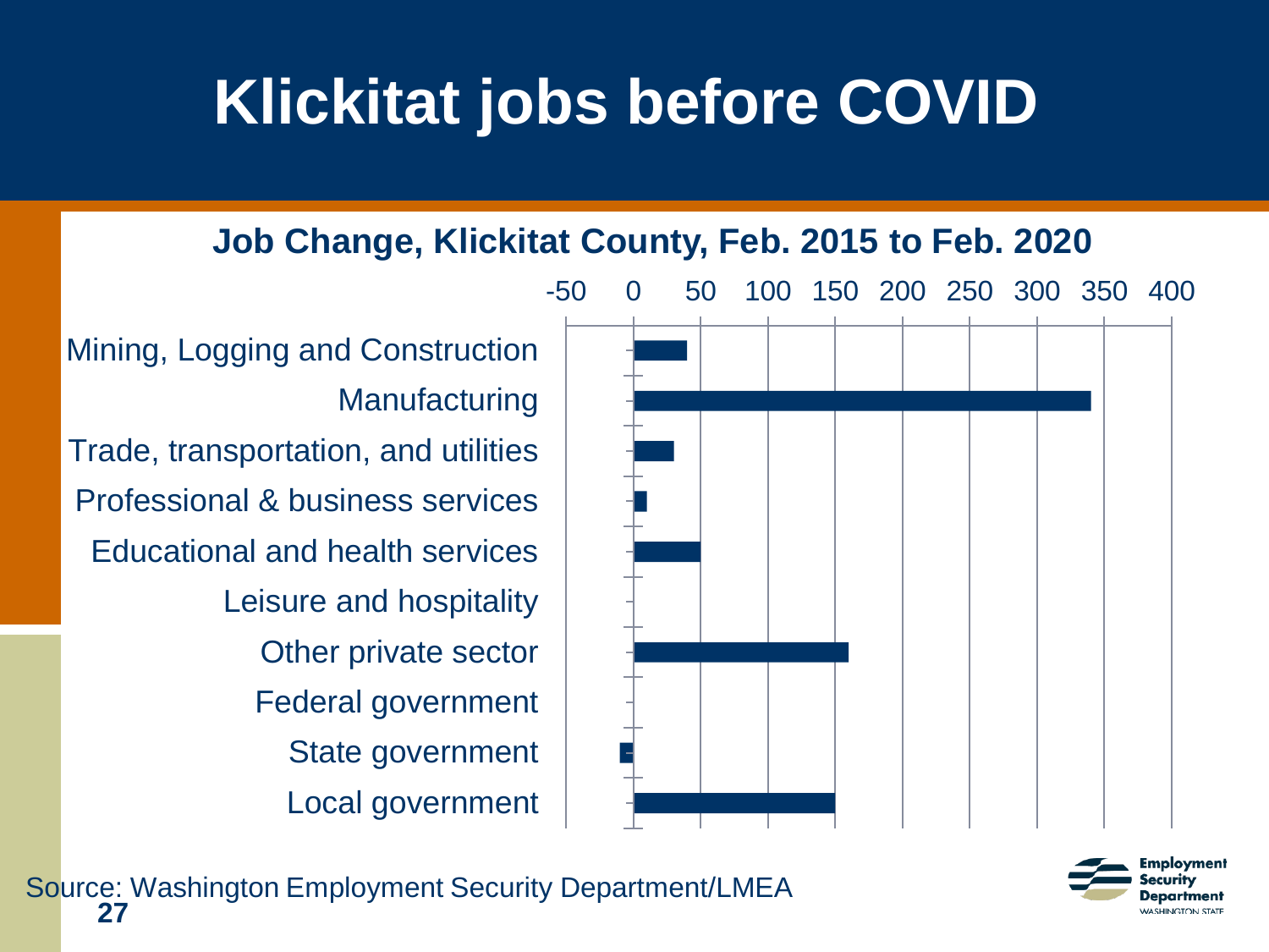# Klickitat jobs before COVID

**Job Change, Klickitat County, Feb. 2015 to Feb. 2020**

| Industry | Job change |
| --- | --- |
| Mining, Logging and Construction | ~40 |
| Manufacturing | ~340 |
| Trade, transportation, and utilities | ~30 |
| Professional & business services | ~10 |
| Educational and health services | ~50 |
| Leisure and hospitality | 0 |
| Other private sector | ~160 |
| Federal government | 0 |
| State government | ~-10 |
| Local government | ~150 |

Source: Washington Employment Security Department/LMEA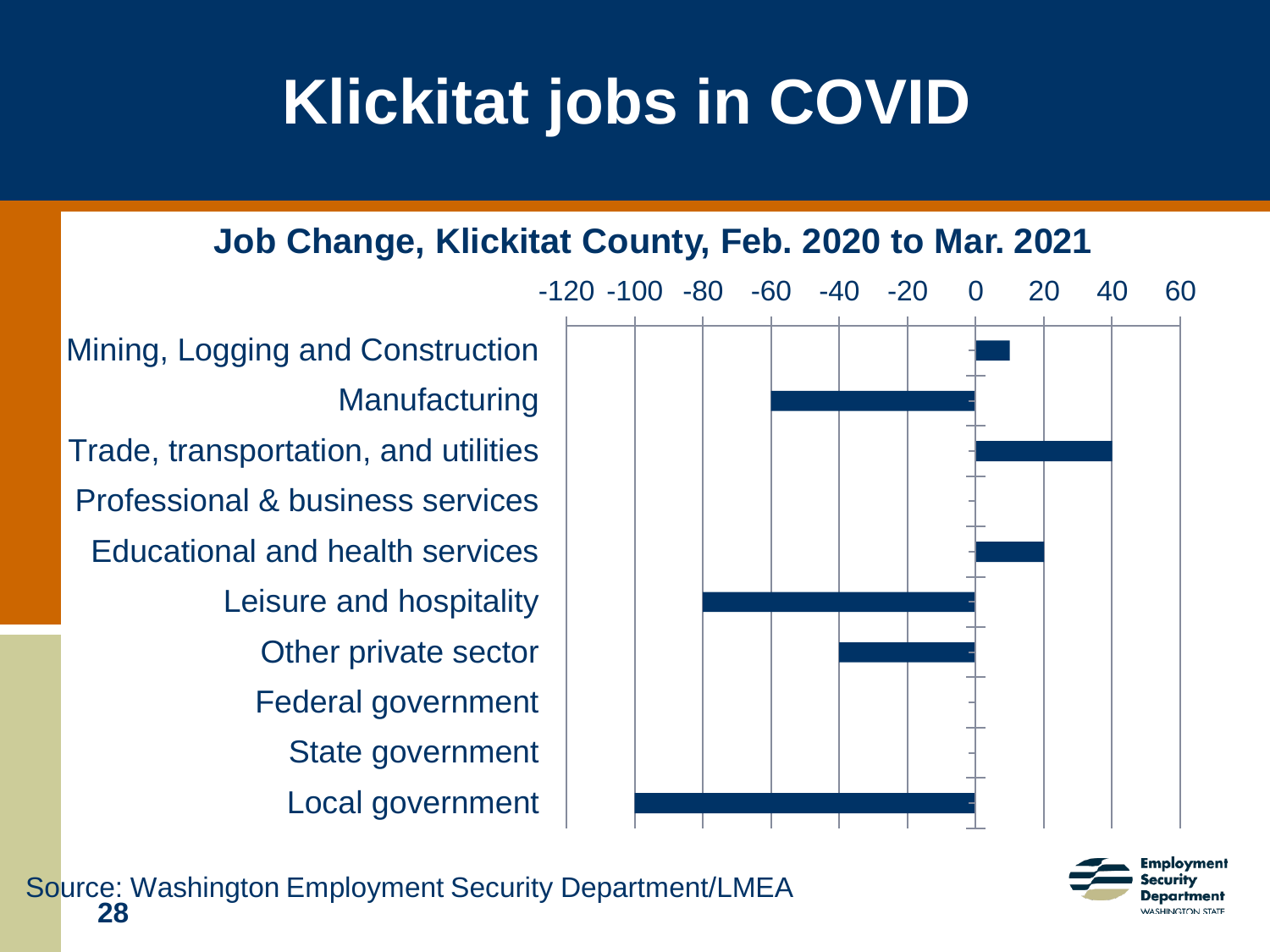# Klickitat jobs in COVID

**Job Change, Klickitat County, Feb. 2020 to Mar. 2021**

-120 -100 -80 -60 -40 -20 0 20 40 60

Mining, Logging and Construction

Manufacturing

Trade, transportation, and utilities

Professional & business services

Educational and health services

Leisure and hospitality

Other private sector

Federal government

State government

Local government

Source: Washington Employment Security Department/LMEA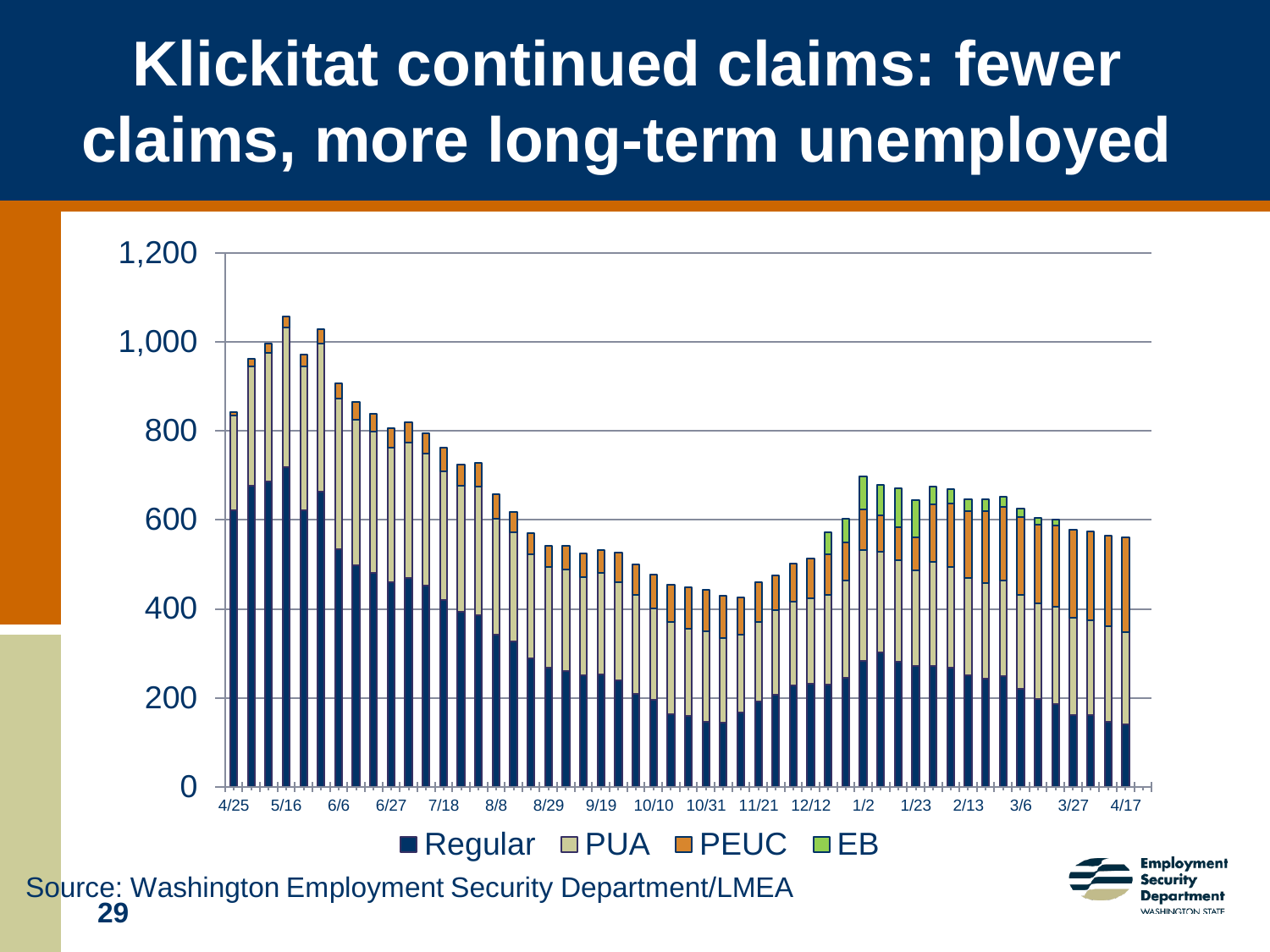# Klickitat continued claims: fewer claims, more long-term unemployed

Source: Washington Employment Security Department/LMEA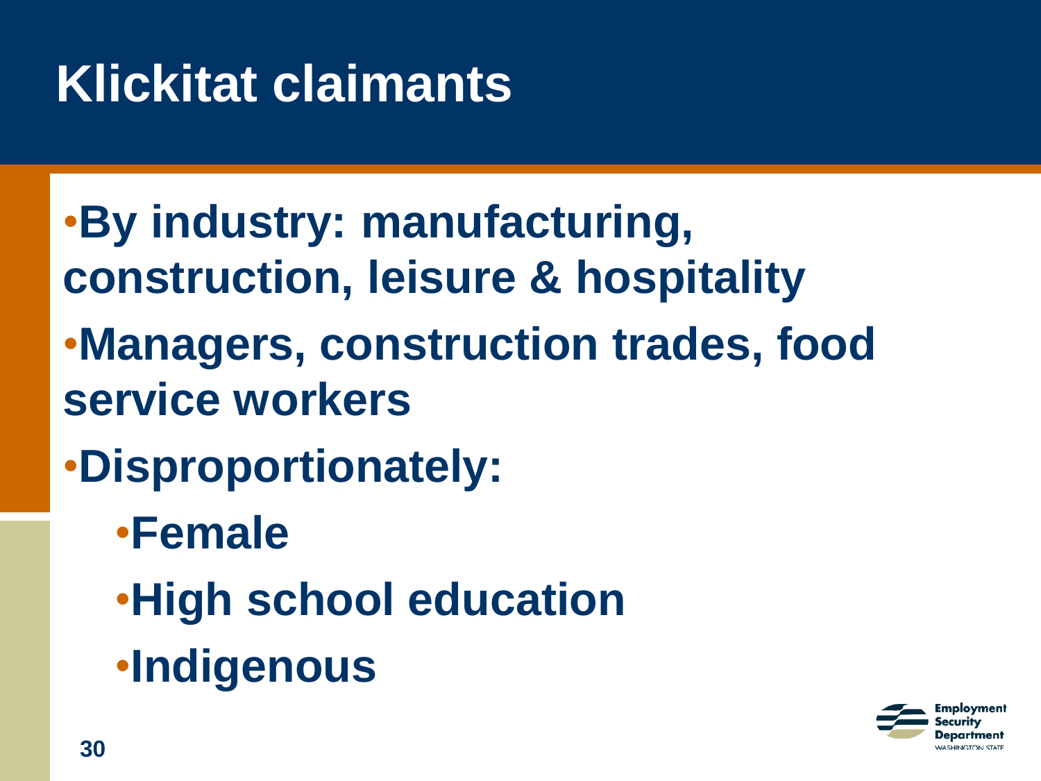# Klickitat claimants

- By industry: manufacturing, construction, leisure & hospitality
- Managers, construction trades, food service workers
- Disproportionately:
  - Female
  - High school education
  - Indigenous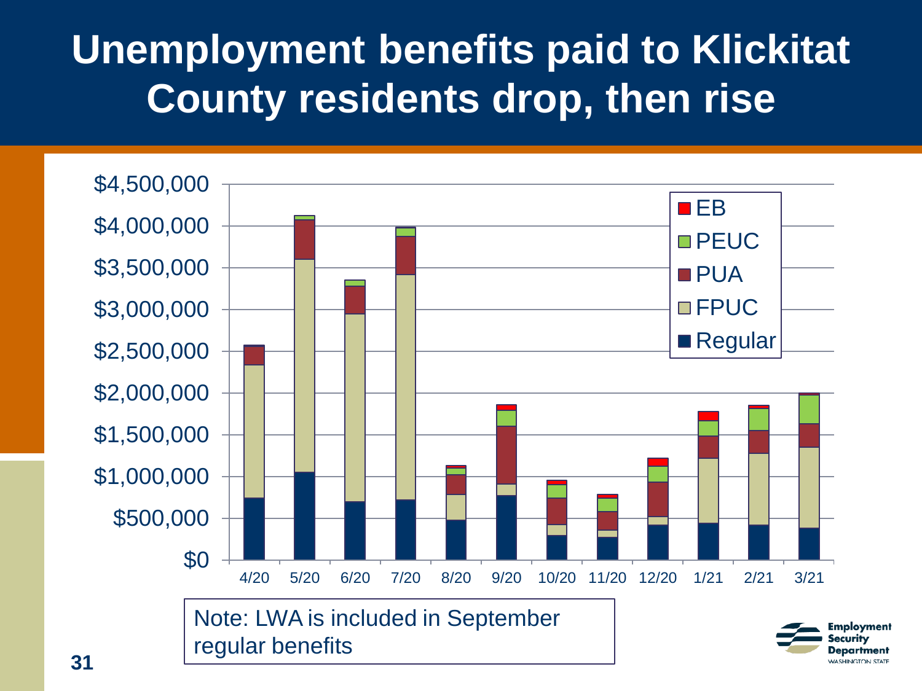# Unemployment benefits paid to Klickitat County residents drop, then rise

Note: LWA is included in September regular benefits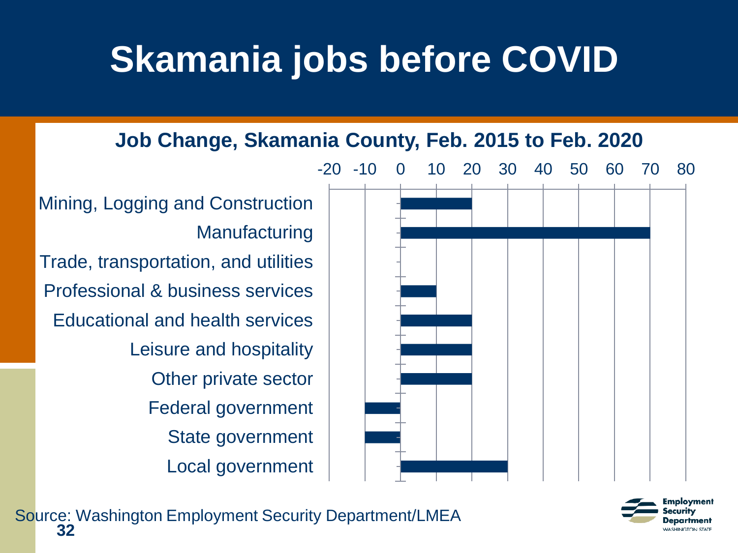# Skamania jobs before COVID

**Job Change, Skamania County, Feb. 2015 to Feb. 2020**

| Industry | Job Change |
|---|---|
| Mining, Logging and Construction | 20 |
| Manufacturing | 70 |
| Trade, transportation, and utilities | 0 |
| Professional & business services | 10 |
| Educational and health services | 20 |
| Leisure and hospitality | 20 |
| Other private sector | 20 |
| Federal government | -10 |
| State government | -10 |
| Local government | 30 |

Source: Washington Employment Security Department/LMEA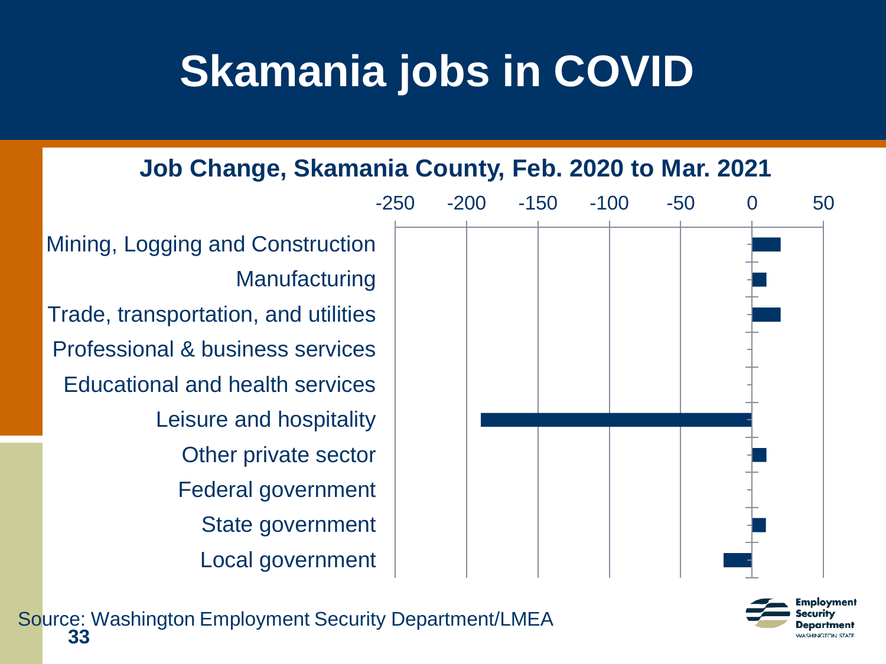# Skamania jobs in COVID

**Job Change, Skamania County, Feb. 2020 to Mar. 2021**

| Industry | Job change |
|---|---|
| Mining, Logging and Construction | 20 |
| Manufacturing | 10 |
| Trade, transportation, and utilities | 20 |
| Professional & business services | 0 |
| Educational and health services | 0 |
| Leisure and hospitality | -190 |
| Other private sector | 10 |
| Federal government | 0 |
| State government | 10 |
| Local government | -20 |

Source: Washington Employment Security Department/LMEA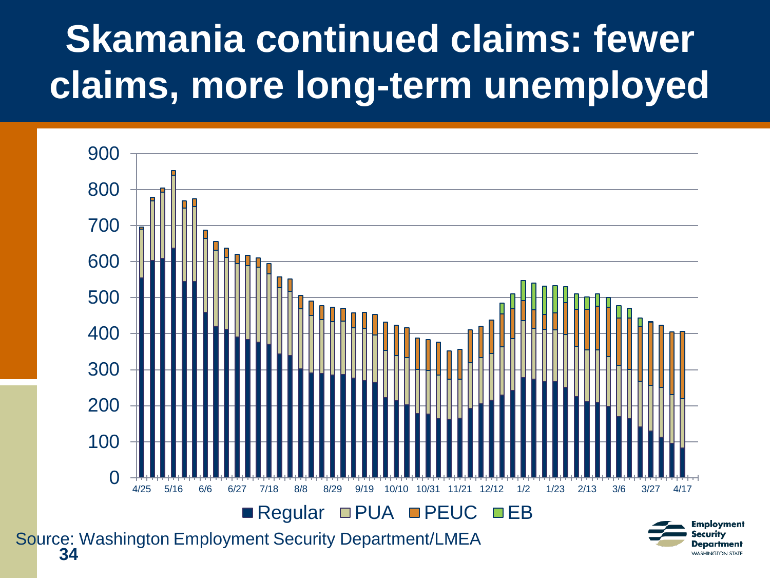# Skamania continued claims: fewer claims, more long-term unemployed

900
800
700
600
500
400
300
200
100
0

4/25 5/16 6/6 6/27 7/18 8/8 8/29 9/19 10/10 10/31 11/21 12/12 1/2 1/23 2/13 3/6 3/27 4/17

■ Regular □ PUA □ PEUC □ EB

Source: Washington Employment Security Department/LMEA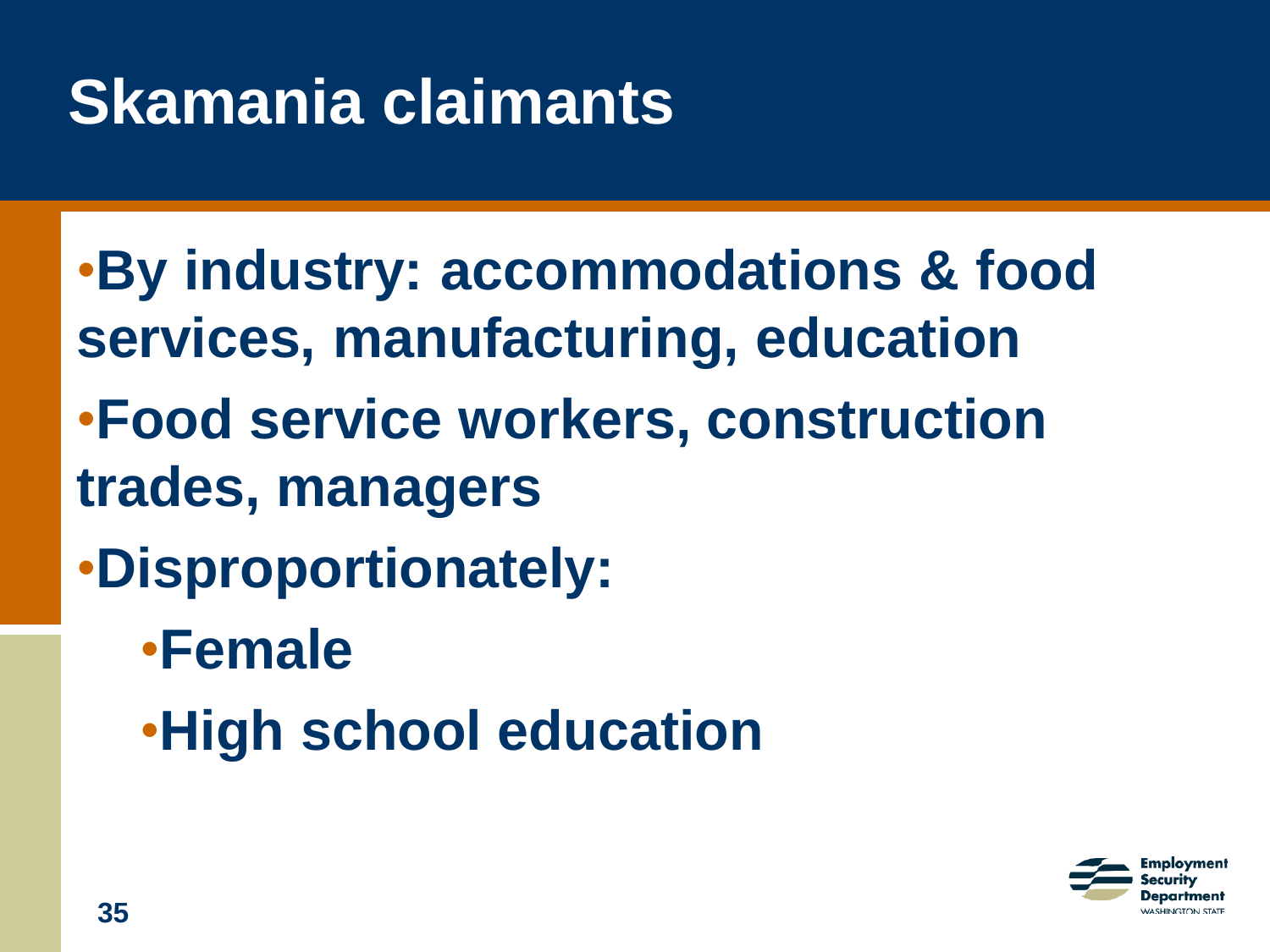# Skamania claimants

- By industry: accommodations & food services, manufacturing, education
- Food service workers, construction trades, managers
- Disproportionately:
  - Female
  - High school education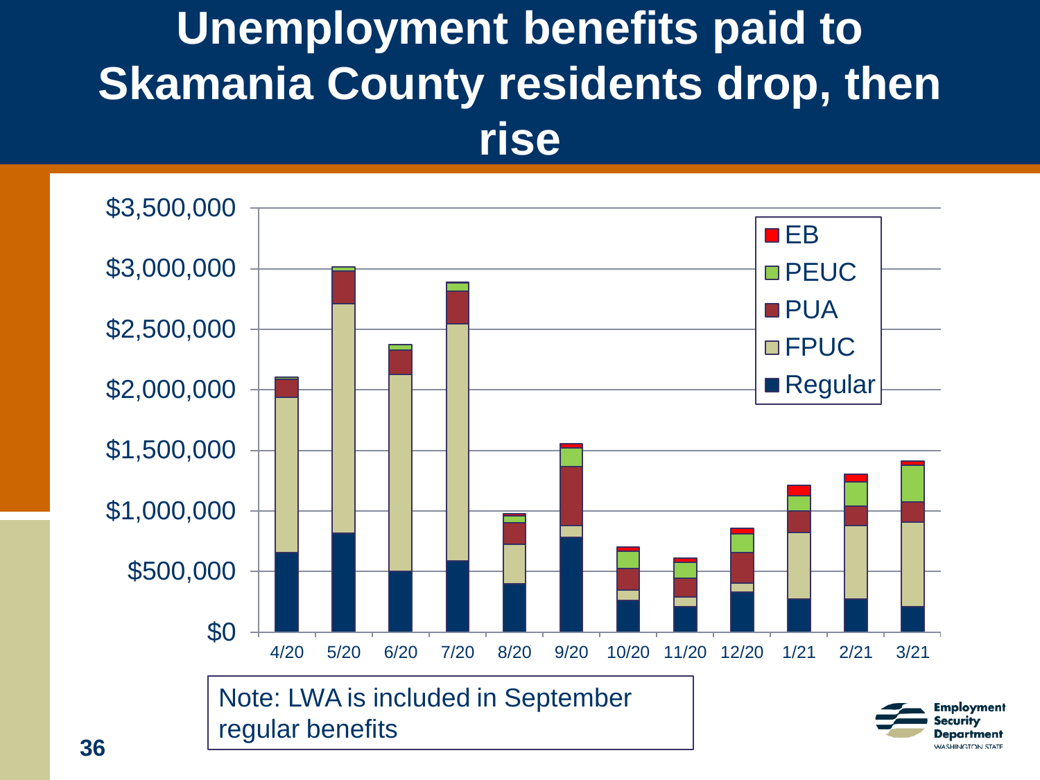# Unemployment benefits paid to Skamania County residents drop, then rise

Note: LWA is included in September regular benefits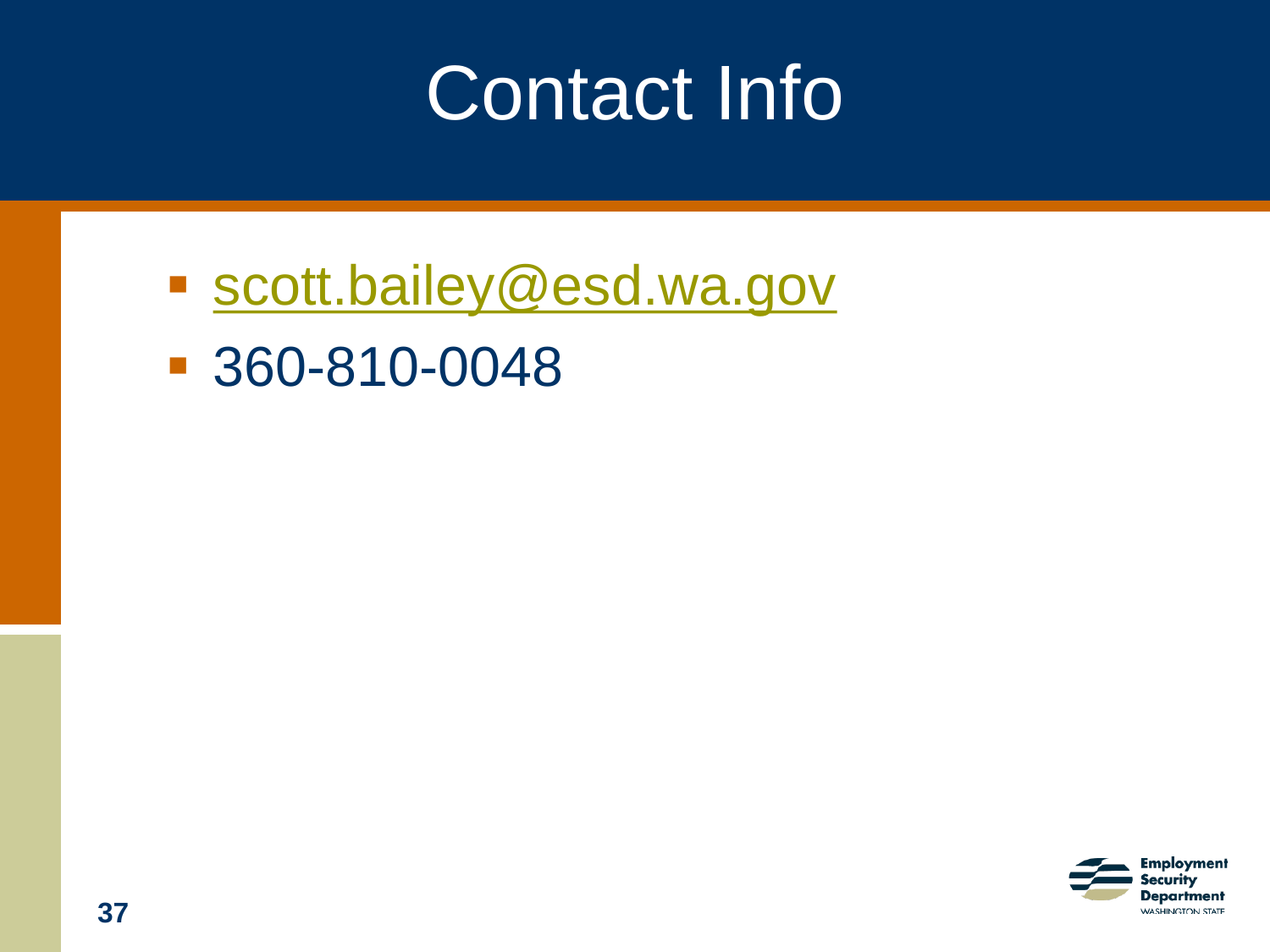# Contact Info

- scott.bailey@esd.wa.gov
- 360-810-0048

Employment Security Department
WASHINGTON STATE